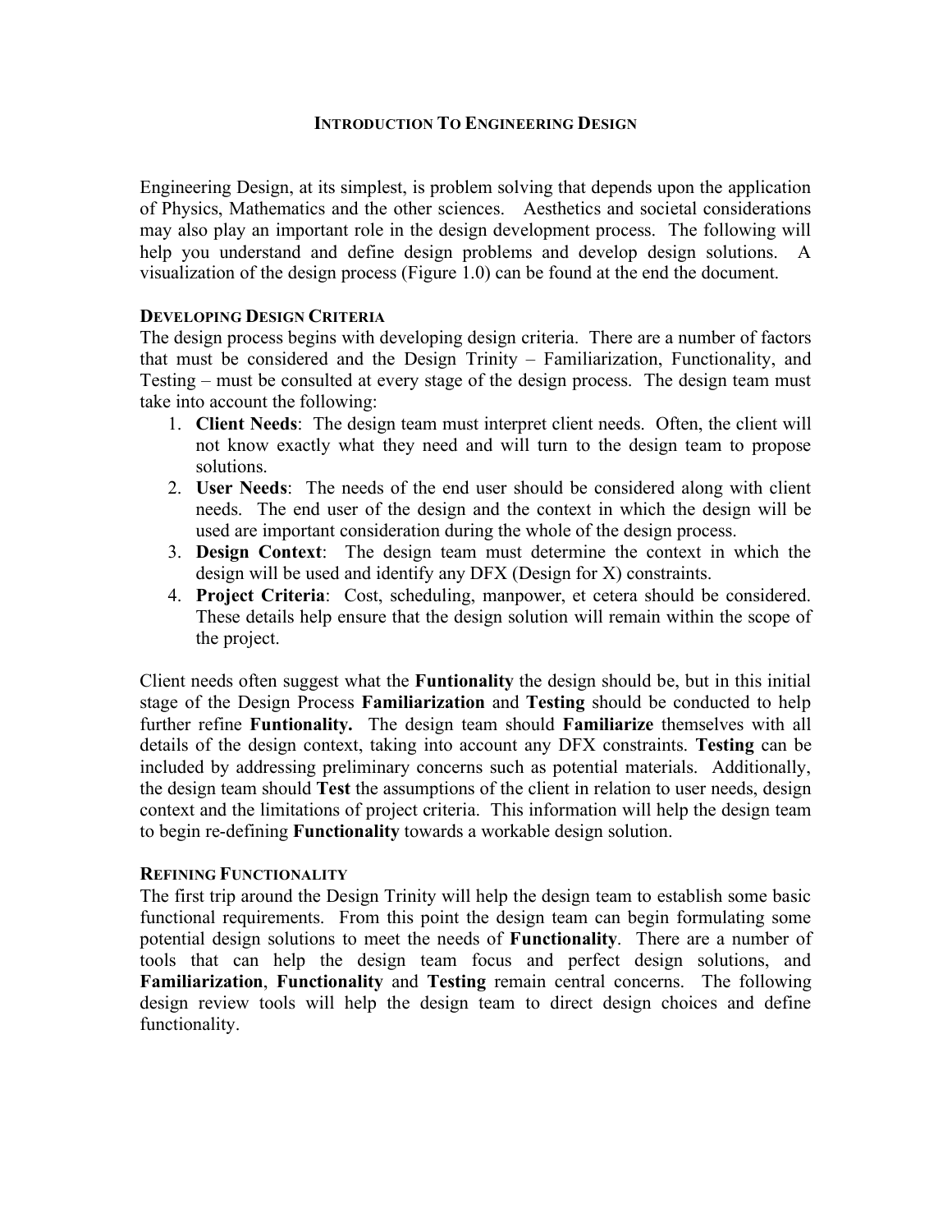# Introduction To Engineering Design

Engineering Design, at its simplest, is problem solving that depends upon the application of Physics, Mathematics and the other sciences. Aesthetics and societal considerations may also play an important role in the design development process. The following will help you understand and define design problems and develop design solutions. A visualization of the design process (Figure 1.0) can be found at the end the document.

## Developing Design Criteria

The design process begins with developing design criteria. There are a number of factors that must be considered and the Design Trinity – Familiarization, Functionality, and Testing – must be consulted at every stage of the design process. The design team must take into account the following:

1. **Client Needs**: The design team must interpret client needs. Often, the client will not know exactly what they need and will turn to the design team to propose solutions.
2. **User Needs**: The needs of the end user should be considered along with client needs. The end user of the design and the context in which the design will be used are important consideration during the whole of the design process.
3. **Design Context**: The design team must determine the context in which the design will be used and identify any DFX (Design for X) constraints.
4. **Project Criteria**: Cost, scheduling, manpower, et cetera should be considered. These details help ensure that the design solution will remain within the scope of the project.

Client needs often suggest what the **Funtionality** the design should be, but in this initial stage of the Design Process **Familiarization** and **Testing** should be conducted to help further refine **Funtionality.** The design team should **Familiarize** themselves with all details of the design context, taking into account any DFX constraints. **Testing** can be included by addressing preliminary concerns such as potential materials. Additionally, the design team should **Test** the assumptions of the client in relation to user needs, design context and the limitations of project criteria. This information will help the design team to begin re-defining **Functionality** towards a workable design solution.

## Refining Functionality

The first trip around the Design Trinity will help the design team to establish some basic functional requirements. From this point the design team can begin formulating some potential design solutions to meet the needs of **Functionality**. There are a number of tools that can help the design team focus and perfect design solutions, and **Familiarization**, **Functionality** and **Testing** remain central concerns. The following design review tools will help the design team to direct design choices and define functionality.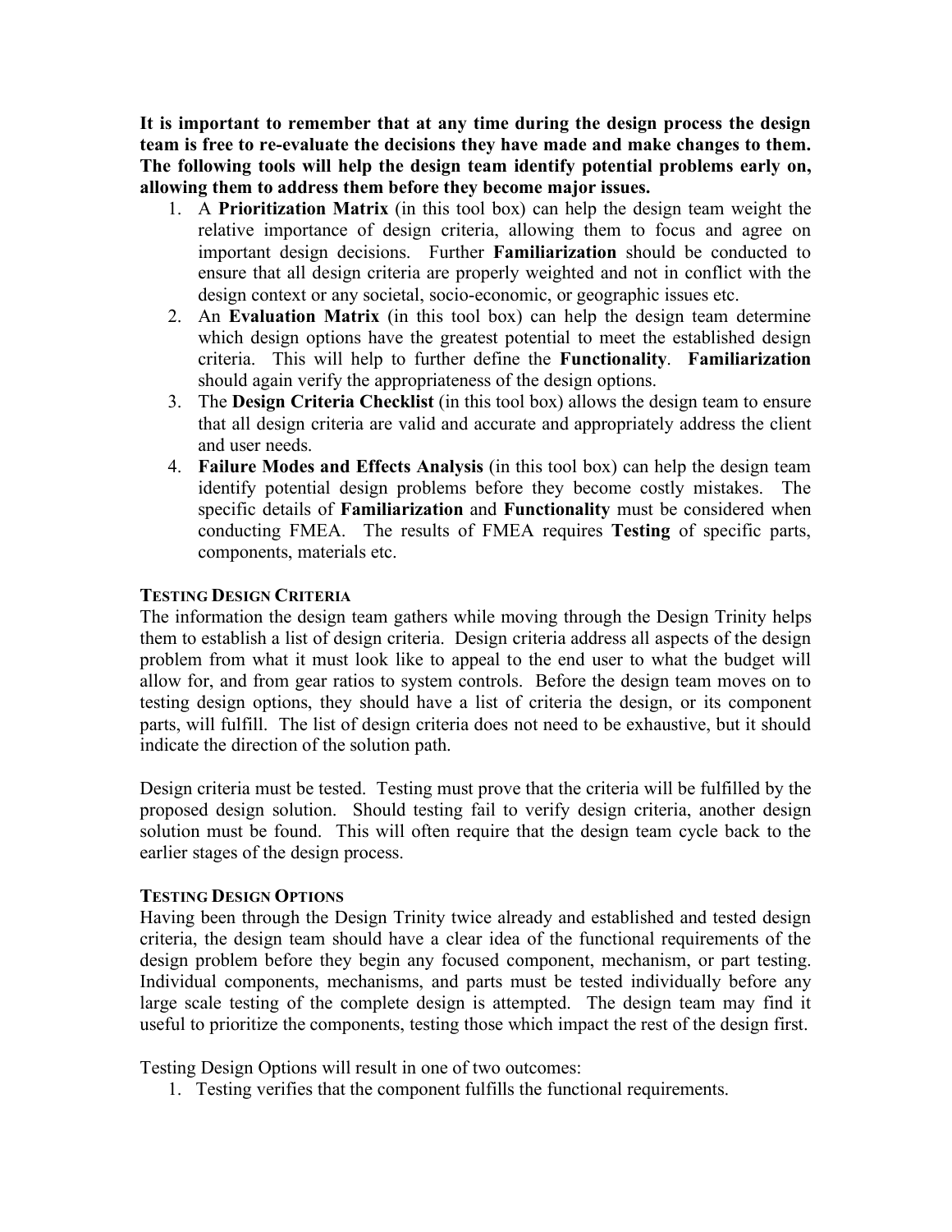**It is important to remember that at any time during the design process the design team is free to re-evaluate the decisions they have made and make changes to them. The following tools will help the design team identify potential problems early on, allowing them to address them before they become major issues.**

1. A **Prioritization Matrix** (in this tool box) can help the design team weight the relative importance of design criteria, allowing them to focus and agree on important design decisions. Further **Familiarization** should be conducted to ensure that all design criteria are properly weighted and not in conflict with the design context or any societal, socio-economic, or geographic issues etc.
2. An **Evaluation Matrix** (in this tool box) can help the design team determine which design options have the greatest potential to meet the established design criteria. This will help to further define the **Functionality**. **Familiarization** should again verify the appropriateness of the design options.
3. The **Design Criteria Checklist** (in this tool box) allows the design team to ensure that all design criteria are valid and accurate and appropriately address the client and user needs.
4. **Failure Modes and Effects Analysis** (in this tool box) can help the design team identify potential design problems before they become costly mistakes. The specific details of **Familiarization** and **Functionality** must be considered when conducting FMEA. The results of FMEA requires **Testing** of specific parts, components, materials etc.

## TESTING DESIGN CRITERIA

The information the design team gathers while moving through the Design Trinity helps them to establish a list of design criteria. Design criteria address all aspects of the design problem from what it must look like to appeal to the end user to what the budget will allow for, and from gear ratios to system controls. Before the design team moves on to testing design options, they should have a list of criteria the design, or its component parts, will fulfill. The list of design criteria does not need to be exhaustive, but it should indicate the direction of the solution path.

Design criteria must be tested. Testing must prove that the criteria will be fulfilled by the proposed design solution. Should testing fail to verify design criteria, another design solution must be found. This will often require that the design team cycle back to the earlier stages of the design process.

## TESTING DESIGN OPTIONS

Having been through the Design Trinity twice already and established and tested design criteria, the design team should have a clear idea of the functional requirements of the design problem before they begin any focused component, mechanism, or part testing. Individual components, mechanisms, and parts must be tested individually before any large scale testing of the complete design is attempted. The design team may find it useful to prioritize the components, testing those which impact the rest of the design first.

Testing Design Options will result in one of two outcomes:

1. Testing verifies that the component fulfills the functional requirements.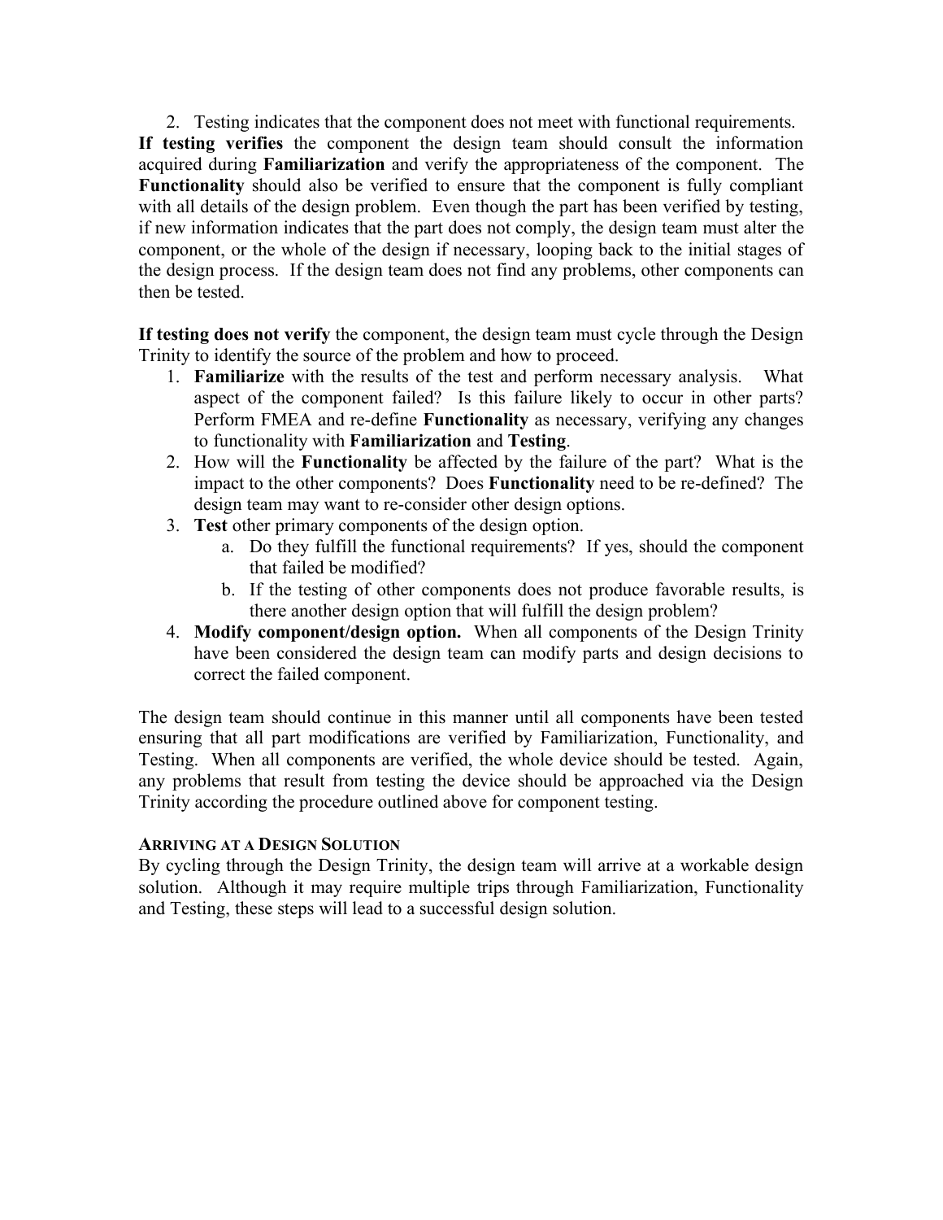2. Testing indicates that the component does not meet with functional requirements.

**If testing verifies** the component the design team should consult the information acquired during **Familiarization** and verify the appropriateness of the component. The **Functionality** should also be verified to ensure that the component is fully compliant with all details of the design problem. Even though the part has been verified by testing, if new information indicates that the part does not comply, the design team must alter the component, or the whole of the design if necessary, looping back to the initial stages of the design process. If the design team does not find any problems, other components can then be tested.

**If testing does not verify** the component, the design team must cycle through the Design Trinity to identify the source of the problem and how to proceed.

1. **Familiarize** with the results of the test and perform necessary analysis. What aspect of the component failed? Is this failure likely to occur in other parts? Perform FMEA and re-define **Functionality** as necessary, verifying any changes to functionality with **Familiarization** and **Testing**.
2. How will the **Functionality** be affected by the failure of the part? What is the impact to the other components? Does **Functionality** need to be re-defined? The design team may want to re-consider other design options.
3. **Test** other primary components of the design option.
    a. Do they fulfill the functional requirements? If yes, should the component that failed be modified?
    b. If the testing of other components does not produce favorable results, is there another design option that will fulfill the design problem?
4. **Modify component/design option.** When all components of the Design Trinity have been considered the design team can modify parts and design decisions to correct the failed component.

The design team should continue in this manner until all components have been tested ensuring that all part modifications are verified by Familiarization, Functionality, and Testing. When all components are verified, the whole device should be tested. Again, any problems that result from testing the device should be approached via the Design Trinity according the procedure outlined above for component testing.

### Arriving at a Design Solution

By cycling through the Design Trinity, the design team will arrive at a workable design solution. Although it may require multiple trips through Familiarization, Functionality and Testing, these steps will lead to a successful design solution.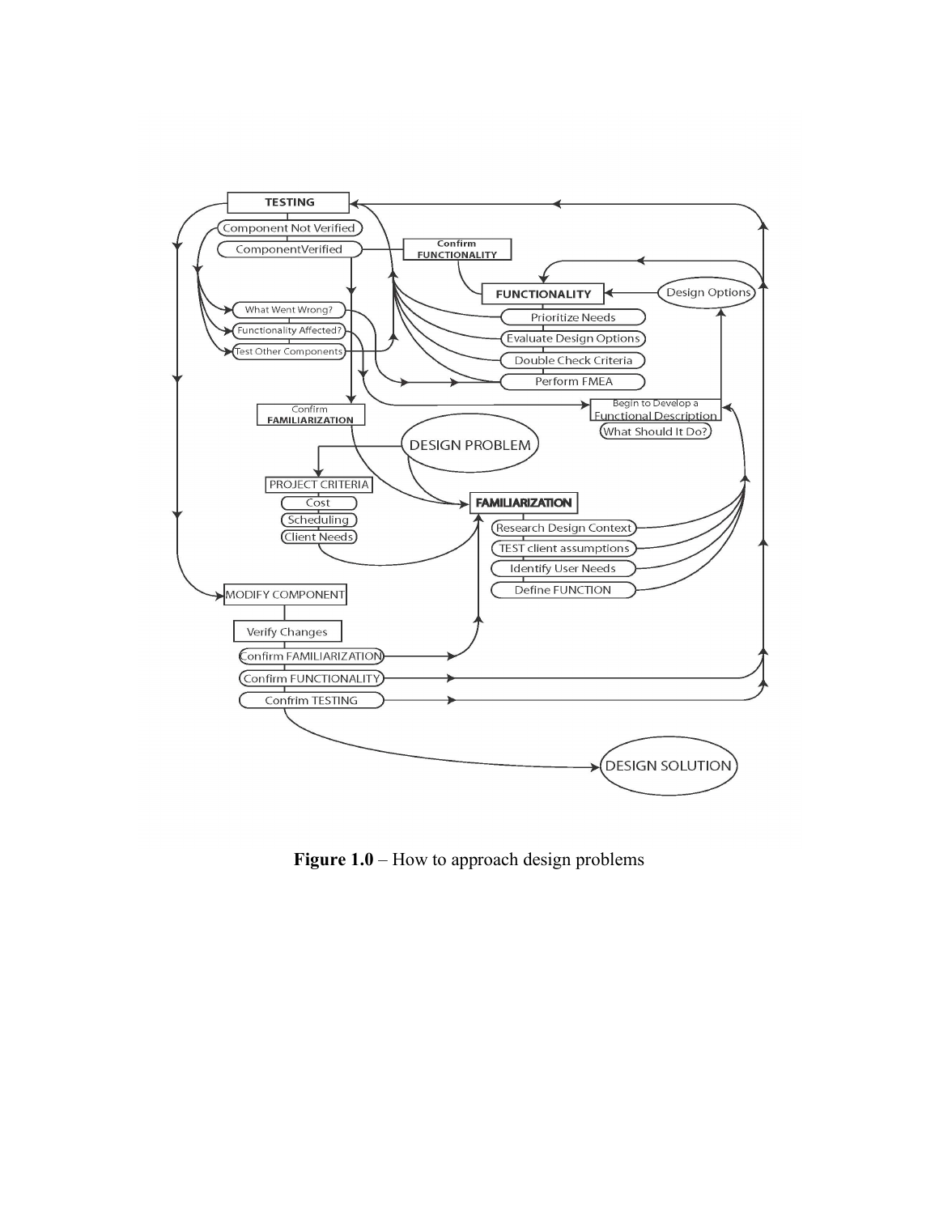TESTING

Component Not Verified

ComponentVerified

Confirm FUNCTIONALITY

FUNCTIONALITY

Design Options

What Went Wrong?

Functionality Affected?

Test Other Components

Prioritize Needs

Evaluate Design Options

Double Check Criteria

Perform FMEA

Confirm FAMILIARIZATION

Begin to Develop a Functional Description

What Should It Do?

DESIGN PROBLEM

PROJECT CRITERIA

Cost

Scheduling

Client Needs

FAMILIARIZATION

Research Design Context

TEST client assumptions

Identify User Needs

Define FUNCTION

MODIFY COMPONENT

Verify Changes

Confirm FAMILIARIZATION

Confirm FUNCTIONALITY

Confrim TESTING

DESIGN SOLUTION

**Figure 1.0** – How to approach design problems